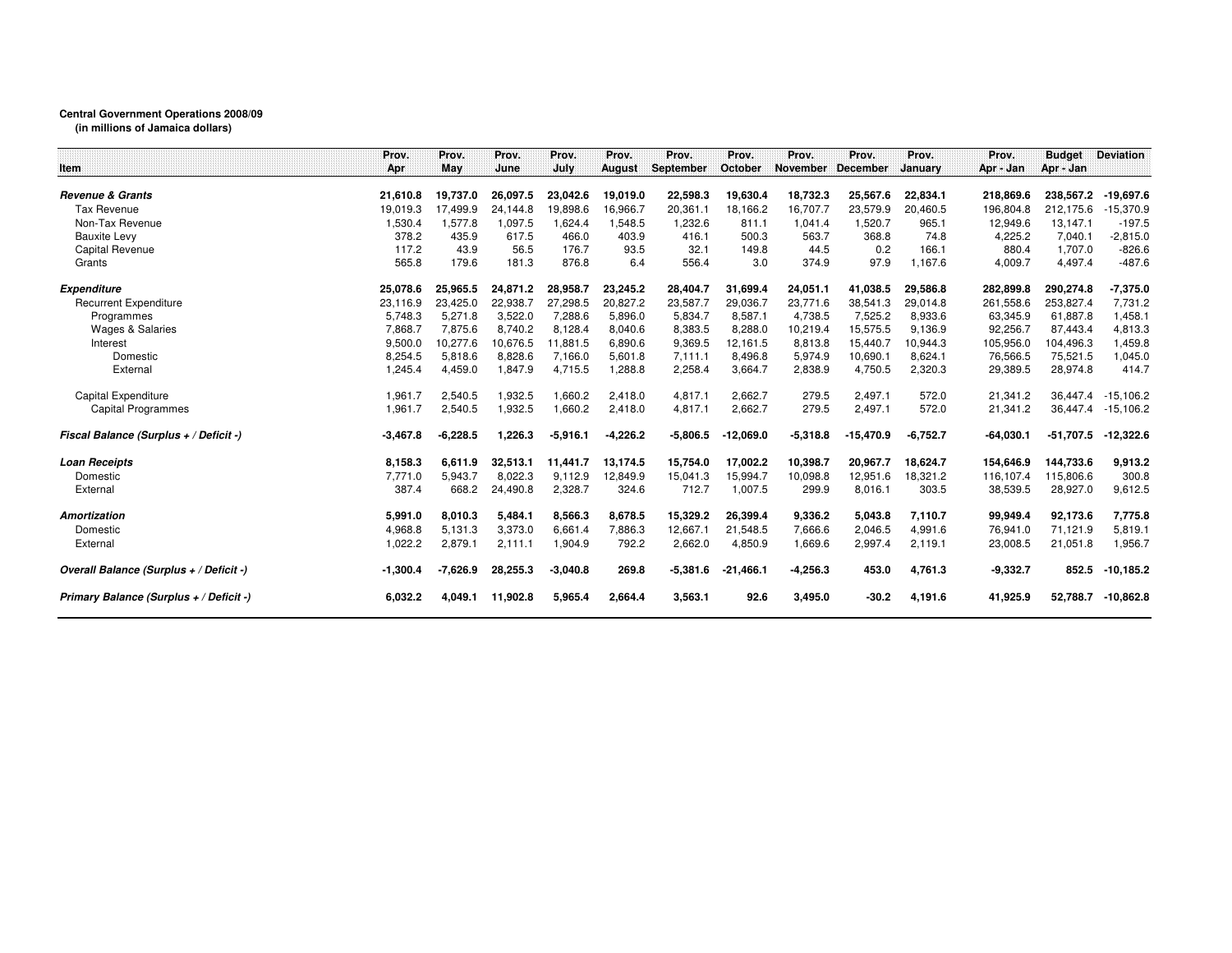**Central Government Operations 2008/09**
**(in millions of Jamaica dollars)**

| Item | Prov. Apr | Prov. May | Prov. June | Prov. July | Prov. August | Prov. September | Prov. October | Prov. November | Prov. December | Prov. January | Prov. Apr - Jan | Budget Apr - Jan | Deviation |
|---|---|---|---|---|---|---|---|---|---|---|---|---|---|
| ***Revenue & Grants*** | **21,610.8** | **19,737.0** | **26,097.5** | **23,042.6** | **19,019.0** | **22,598.3** | **19,630.4** | **18,732.3** | **25,567.6** | **22,834.1** | **218,869.6** | **238,567.2** | **-19,697.6** |
| Tax Revenue | 19,019.3 | 17,499.9 | 24,144.8 | 19,898.6 | 16,966.7 | 20,361.1 | 18,166.2 | 16,707.7 | 23,579.9 | 20,460.5 | 196,804.8 | 212,175.6 | -15,370.9 |
| Non-Tax Revenue | 1,530.4 | 1,577.8 | 1,097.5 | 1,624.4 | 1,548.5 | 1,232.6 | 811.1 | 1,041.4 | 1,520.7 | 965.1 | 12,949.6 | 13,147.1 | -197.5 |
| Bauxite Levy | 378.2 | 435.9 | 617.5 | 466.0 | 403.9 | 416.1 | 500.3 | 563.7 | 368.8 | 74.8 | 4,225.2 | 7,040.1 | -2,815.0 |
| Capital Revenue | 117.2 | 43.9 | 56.5 | 176.7 | 93.5 | 32.1 | 149.8 | 44.5 | 0.2 | 166.1 | 880.4 | 1,707.0 | -826.6 |
| Grants | 565.8 | 179.6 | 181.3 | 876.8 | 6.4 | 556.4 | 3.0 | 374.9 | 97.9 | 1,167.6 | 4,009.7 | 4,497.4 | -487.6 |
| ***Expenditure*** | **25,078.6** | **25,965.5** | **24,871.2** | **28,958.7** | **23,245.2** | **28,404.7** | **31,699.4** | **24,051.1** | **41,038.5** | **29,586.8** | **282,899.8** | **290,274.8** | **-7,375.0** |
| Recurrent Expenditure | 23,116.9 | 23,425.0 | 22,938.7 | 27,298.5 | 20,827.2 | 23,587.7 | 29,036.7 | 23,771.6 | 38,541.3 | 29,014.8 | 261,558.6 | 253,827.4 | 7,731.2 |
| Programmes | 5,748.3 | 5,271.8 | 3,522.0 | 7,288.6 | 5,896.0 | 5,834.7 | 8,587.1 | 4,738.5 | 7,525.2 | 8,933.6 | 63,345.9 | 61,887.8 | 1,458.1 |
| Wages & Salaries | 7,868.7 | 7,875.6 | 8,740.2 | 8,128.4 | 8,040.6 | 8,383.5 | 8,288.0 | 10,219.4 | 15,575.5 | 9,136.9 | 92,256.7 | 87,443.4 | 4,813.3 |
| Interest | 9,500.0 | 10,277.6 | 10,676.5 | 11,881.5 | 6,890.6 | 9,369.5 | 12,161.5 | 8,813.8 | 15,440.7 | 10,944.3 | 105,956.0 | 104,496.3 | 1,459.8 |
| Domestic | 8,254.5 | 5,818.6 | 8,828.6 | 7,166.0 | 5,601.8 | 7,111.1 | 8,496.8 | 5,974.9 | 10,690.1 | 8,624.1 | 76,566.5 | 75,521.5 | 1,045.0 |
| External | 1,245.4 | 4,459.0 | 1,847.9 | 4,715.5 | 1,288.8 | 2,258.4 | 3,664.7 | 2,838.9 | 4,750.5 | 2,320.3 | 29,389.5 | 28,974.8 | 414.7 |
| Capital Expenditure | 1,961.7 | 2,540.5 | 1,932.5 | 1,660.2 | 2,418.0 | 4,817.1 | 2,662.7 | 279.5 | 2,497.1 | 572.0 | 21,341.2 | 36,447.4 | -15,106.2 |
| Capital Programmes | 1,961.7 | 2,540.5 | 1,932.5 | 1,660.2 | 2,418.0 | 4,817.1 | 2,662.7 | 279.5 | 2,497.1 | 572.0 | 21,341.2 | 36,447.4 | -15,106.2 |
| ***Fiscal Balance (Surplus + / Deficit -)*** | **-3,467.8** | **-6,228.5** | **1,226.3** | **-5,916.1** | **-4,226.2** | **-5,806.5** | **-12,069.0** | **-5,318.8** | **-15,470.9** | **-6,752.7** | **-64,030.1** | **-51,707.5** | **-12,322.6** |
| ***Loan Receipts*** | **8,158.3** | **6,611.9** | **32,513.1** | **11,441.7** | **13,174.5** | **15,754.0** | **17,002.2** | **10,398.7** | **20,967.7** | **18,624.7** | **154,646.9** | **144,733.6** | **9,913.2** |
| Domestic | 7,771.0 | 5,943.7 | 8,022.3 | 9,112.9 | 12,849.9 | 15,041.3 | 15,994.7 | 10,098.8 | 12,951.6 | 18,321.2 | 116,107.4 | 115,806.6 | 300.8 |
| External | 387.4 | 668.2 | 24,490.8 | 2,328.7 | 324.6 | 712.7 | 1,007.5 | 299.9 | 8,016.1 | 303.5 | 38,539.5 | 28,927.0 | 9,612.5 |
| ***Amortization*** | **5,991.0** | **8,010.3** | **5,484.1** | **8,566.3** | **8,678.5** | **15,329.2** | **26,399.4** | **9,336.2** | **5,043.8** | **7,110.7** | **99,949.4** | **92,173.6** | **7,775.8** |
| Domestic | 4,968.8 | 5,131.3 | 3,373.0 | 6,661.4 | 7,886.3 | 12,667.1 | 21,548.5 | 7,666.6 | 2,046.5 | 4,991.6 | 76,941.0 | 71,121.9 | 5,819.1 |
| External | 1,022.2 | 2,879.1 | 2,111.1 | 1,904.9 | 792.2 | 2,662.0 | 4,850.9 | 1,669.6 | 2,997.4 | 2,119.1 | 23,008.5 | 21,051.8 | 1,956.7 |
| ***Overall Balance (Surplus + / Deficit -)*** | **-1,300.4** | **-7,626.9** | **28,255.3** | **-3,040.8** | **269.8** | **-5,381.6** | **-21,466.1** | **-4,256.3** | **453.0** | **4,761.3** | **-9,332.7** | **852.5** | **-10,185.2** |
| ***Primary Balance (Surplus + / Deficit -)*** | **6,032.2** | **4,049.1** | **11,902.8** | **5,965.4** | **2,664.4** | **3,563.1** | **92.6** | **3,495.0** | **-30.2** | **4,191.6** | **41,925.9** | **52,788.7** | **-10,862.8** |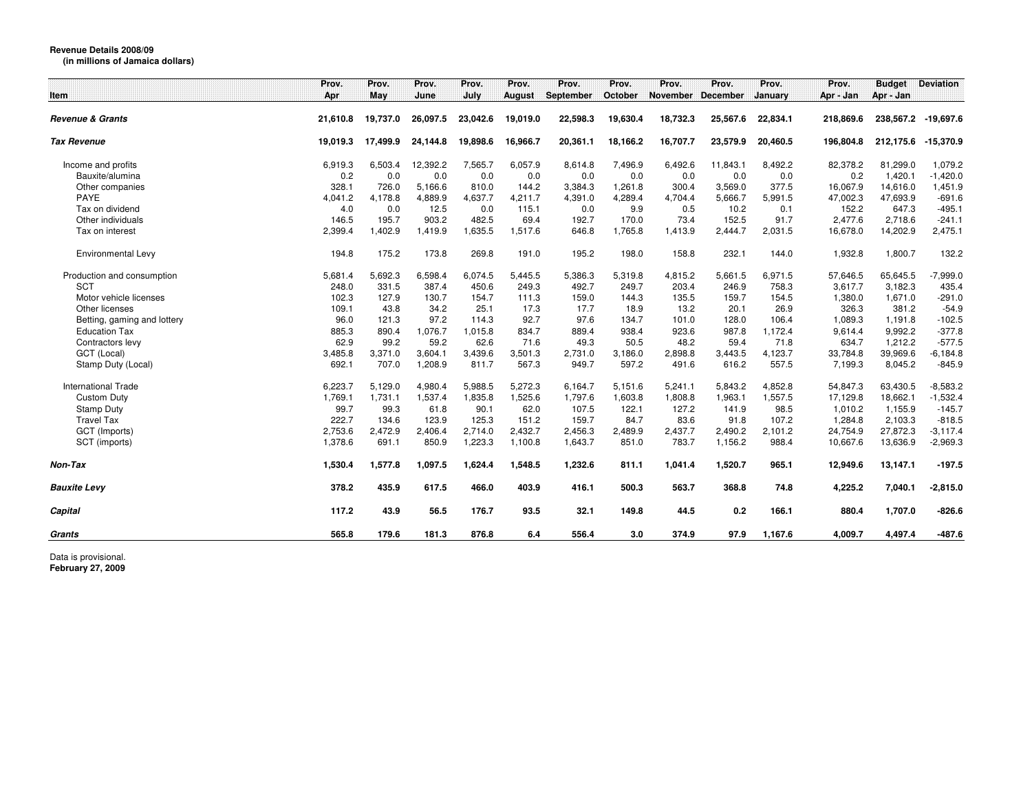**Revenue Details 2008/09**
**(in millions of Jamaica dollars)**

| Item | Prov. Apr | Prov. May | Prov. June | Prov. July | Prov. August | Prov. September | Prov. October | Prov. November | Prov. December | Prov. January | Prov. Apr - Jan | Budget Apr - Jan | Deviation |
|---|---|---|---|---|---|---|---|---|---|---|---|---|---|
| ***Revenue & Grants*** | **21,610.8** | **19,737.0** | **26,097.5** | **23,042.6** | **19,019.0** | **22,598.3** | **19,630.4** | **18,732.3** | **25,567.6** | **22,834.1** | **218,869.6** | **238,567.2** | **-19,697.6** |
| ***Tax Revenue*** | **19,019.3** | **17,499.9** | **24,144.8** | **19,898.6** | **16,966.7** | **20,361.1** | **18,166.2** | **16,707.7** | **23,579.9** | **20,460.5** | **196,804.8** | **212,175.6** | **-15,370.9** |
| Income and profits | 6,919.3 | 6,503.4 | 12,392.2 | 7,565.7 | 6,057.9 | 8,614.8 | 7,496.9 | 6,492.6 | 11,843.1 | 8,492.2 | 82,378.2 | 81,299.0 | 1,079.2 |
| Bauxite/alumina | 0.2 | 0.0 | 0.0 | 0.0 | 0.0 | 0.0 | 0.0 | 0.0 | 0.0 | 0.0 | 0.2 | 1,420.1 | -1,420.0 |
| Other companies | 328.1 | 726.0 | 5,166.6 | 810.0 | 144.2 | 3,384.3 | 1,261.8 | 300.4 | 3,569.0 | 377.5 | 16,067.9 | 14,616.0 | 1,451.9 |
| PAYE | 4,041.2 | 4,178.8 | 4,889.9 | 4,637.7 | 4,211.7 | 4,391.0 | 4,289.4 | 4,704.4 | 5,666.7 | 5,991.5 | 47,002.3 | 47,693.9 | -691.6 |
| Tax on dividend | 4.0 | 0.0 | 12.5 | 0.0 | 115.1 | 0.0 | 9.9 | 0.5 | 10.2 | 0.1 | 152.2 | 647.3 | -495.1 |
| Other individuals | 146.5 | 195.7 | 903.2 | 482.5 | 69.4 | 192.7 | 170.0 | 73.4 | 152.5 | 91.7 | 2,477.6 | 2,718.6 | -241.1 |
| Tax on interest | 2,399.4 | 1,402.9 | 1,419.9 | 1,635.5 | 1,517.6 | 646.8 | 1,765.8 | 1,413.9 | 2,444.7 | 2,031.5 | 16,678.0 | 14,202.9 | 2,475.1 |
| Environmental Levy | 194.8 | 175.2 | 173.8 | 269.8 | 191.0 | 195.2 | 198.0 | 158.8 | 232.1 | 144.0 | 1,932.8 | 1,800.7 | 132.2 |
| Production and consumption | 5,681.4 | 5,692.3 | 6,598.4 | 6,074.5 | 5,445.5 | 5,386.3 | 5,319.8 | 4,815.2 | 5,661.5 | 6,971.5 | 57,646.5 | 65,645.5 | -7,999.0 |
| SCT | 248.0 | 331.5 | 387.4 | 450.6 | 249.3 | 492.7 | 249.7 | 203.4 | 246.9 | 758.3 | 3,617.7 | 3,182.3 | 435.4 |
| Motor vehicle licenses | 102.3 | 127.9 | 130.7 | 154.7 | 111.3 | 159.0 | 144.3 | 135.5 | 159.7 | 154.5 | 1,380.0 | 1,671.0 | -291.0 |
| Other licenses | 109.1 | 43.8 | 34.2 | 25.1 | 17.3 | 17.7 | 18.9 | 13.2 | 20.1 | 26.9 | 326.3 | 381.2 | -54.9 |
| Betting, gaming and lottery | 96.0 | 121.3 | 97.2 | 114.3 | 92.7 | 97.6 | 134.7 | 101.0 | 128.0 | 106.4 | 1,089.3 | 1,191.8 | -102.5 |
| Education Tax | 885.3 | 890.4 | 1,076.7 | 1,015.8 | 834.7 | 889.4 | 938.4 | 923.6 | 987.8 | 1,172.4 | 9,614.4 | 9,992.2 | -377.8 |
| Contractors levy | 62.9 | 99.2 | 59.2 | 62.6 | 71.6 | 49.3 | 50.5 | 48.2 | 59.4 | 71.8 | 634.7 | 1,212.2 | -577.5 |
| GCT (Local) | 3,485.8 | 3,371.0 | 3,604.1 | 3,439.6 | 3,501.3 | 2,731.0 | 3,186.0 | 2,898.8 | 3,443.5 | 4,123.7 | 33,784.8 | 39,969.6 | -6,184.8 |
| Stamp Duty (Local) | 692.1 | 707.0 | 1,208.9 | 811.7 | 567.3 | 949.7 | 597.2 | 491.6 | 616.2 | 557.5 | 7,199.3 | 8,045.2 | -845.9 |
| International Trade | 6,223.7 | 5,129.0 | 4,980.4 | 5,988.5 | 5,272.3 | 6,164.7 | 5,151.6 | 5,241.1 | 5,843.2 | 4,852.8 | 54,847.3 | 63,430.5 | -8,583.2 |
| Custom Duty | 1,769.1 | 1,731.1 | 1,537.4 | 1,835.8 | 1,525.6 | 1,797.6 | 1,603.8 | 1,808.8 | 1,963.1 | 1,557.5 | 17,129.8 | 18,662.1 | -1,532.4 |
| Stamp Duty | 99.7 | 99.3 | 61.8 | 90.1 | 62.0 | 107.5 | 122.1 | 127.2 | 141.9 | 98.5 | 1,010.2 | 1,155.9 | -145.7 |
| Travel Tax | 222.7 | 134.6 | 123.9 | 125.3 | 151.2 | 159.7 | 84.7 | 83.6 | 91.8 | 107.2 | 1,284.8 | 2,103.3 | -818.5 |
| GCT (Imports) | 2,753.6 | 2,472.9 | 2,406.4 | 2,714.0 | 2,432.7 | 2,456.3 | 2,489.9 | 2,437.7 | 2,490.2 | 2,101.2 | 24,754.9 | 27,872.3 | -3,117.4 |
| SCT (imports) | 1,378.6 | 691.1 | 850.9 | 1,223.3 | 1,100.8 | 1,643.7 | 851.0 | 783.7 | 1,156.2 | 988.4 | 10,667.6 | 13,636.9 | -2,969.3 |
| ***Non-Tax*** | **1,530.4** | **1,577.8** | **1,097.5** | **1,624.4** | **1,548.5** | **1,232.6** | **811.1** | **1,041.4** | **1,520.7** | **965.1** | **12,949.6** | **13,147.1** | **-197.5** |
| ***Bauxite Levy*** | **378.2** | **435.9** | **617.5** | **466.0** | **403.9** | **416.1** | **500.3** | **563.7** | **368.8** | **74.8** | **4,225.2** | **7,040.1** | **-2,815.0** |
| ***Capital*** | **117.2** | **43.9** | **56.5** | **176.7** | **93.5** | **32.1** | **149.8** | **44.5** | **0.2** | **166.1** | **880.4** | **1,707.0** | **-826.6** |
| ***Grants*** | **565.8** | **179.6** | **181.3** | **876.8** | **6.4** | **556.4** | **3.0** | **374.9** | **97.9** | **1,167.6** | **4,009.7** | **4,497.4** | **-487.6** |

Data is provisional.
**February 27, 2009**